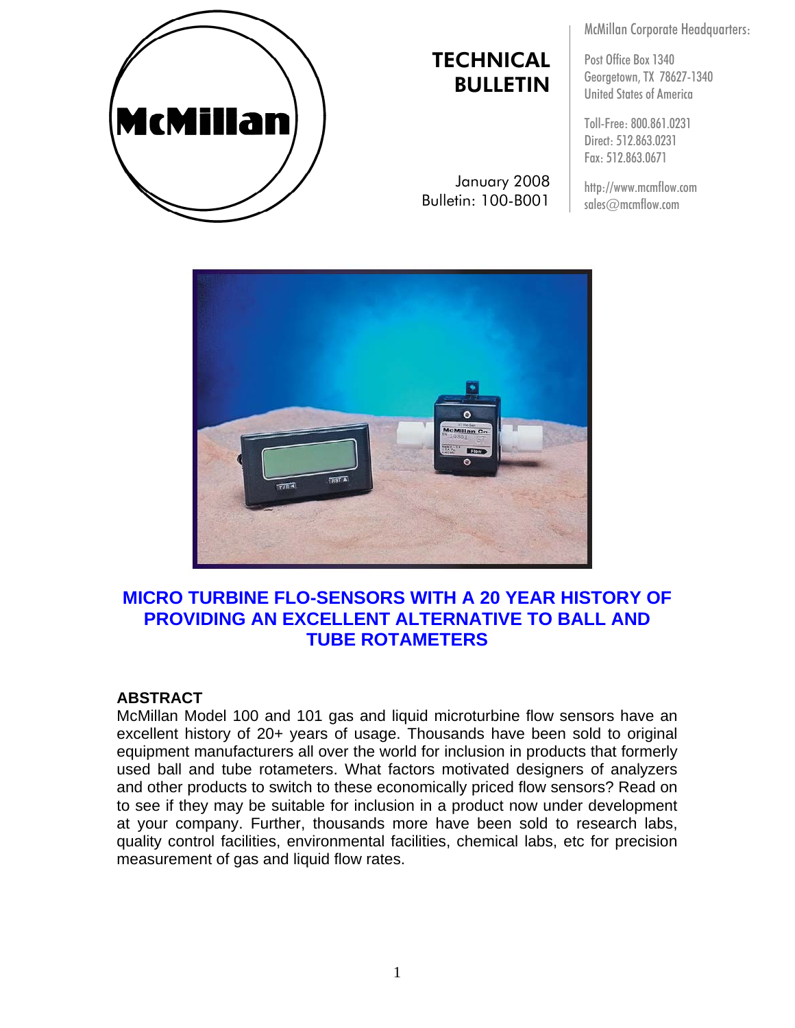McMillan

# TECHNICAL BULLETIN

January 2008
Bulletin: 100-B001

McMillan Corporate Headquarters:

Post Office Box 1340
Georgetown, TX 78627-1340
United States of America

Toll-Free: 800.861.0231
Direct: 512.863.0231
Fax: 512.863.0671

http://www.mcmflow.com
sales@mcmflow.com

## MICRO TURBINE FLO-SENSORS WITH A 20 YEAR HISTORY OF PROVIDING AN EXCELLENT ALTERNATIVE TO BALL AND TUBE ROTAMETERS

### ABSTRACT

McMillan Model 100 and 101 gas and liquid microturbine flow sensors have an excellent history of 20+ years of usage. Thousands have been sold to original equipment manufacturers all over the world for inclusion in products that formerly used ball and tube rotameters. What factors motivated designers of analyzers and other products to switch to these economically priced flow sensors? Read on to see if they may be suitable for inclusion in a product now under development at your company. Further, thousands more have been sold to research labs, quality control facilities, environmental facilities, chemical labs, etc for precision measurement of gas and liquid flow rates.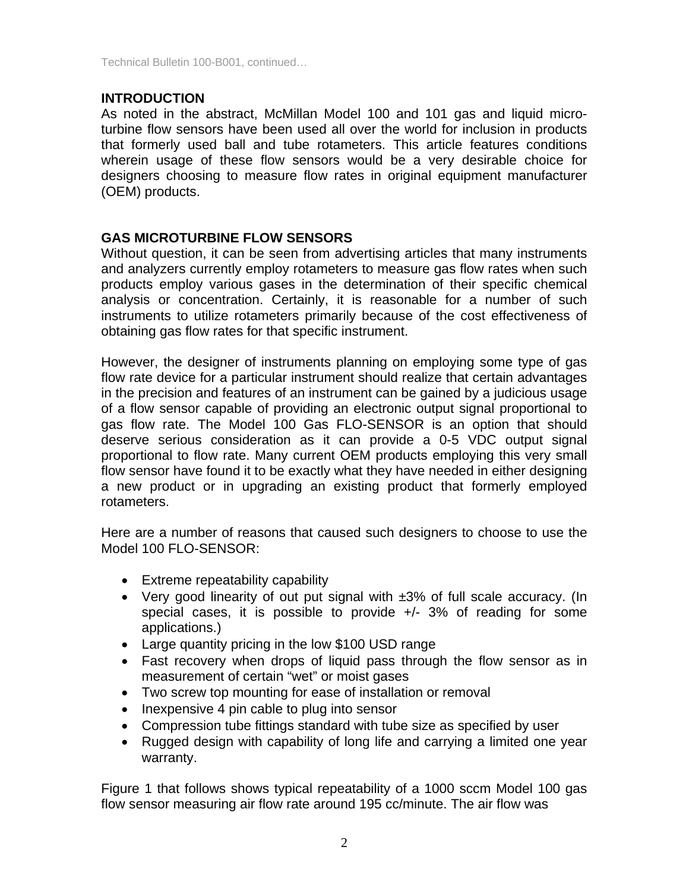## INTRODUCTION

As noted in the abstract, McMillan Model 100 and 101 gas and liquid micro-turbine flow sensors have been used all over the world for inclusion in products that formerly used ball and tube rotameters. This article features conditions wherein usage of these flow sensors would be a very desirable choice for designers choosing to measure flow rates in original equipment manufacturer (OEM) products.

## GAS MICROTURBINE FLOW SENSORS

Without question, it can be seen from advertising articles that many instruments and analyzers currently employ rotameters to measure gas flow rates when such products employ various gases in the determination of their specific chemical analysis or concentration. Certainly, it is reasonable for a number of such instruments to utilize rotameters primarily because of the cost effectiveness of obtaining gas flow rates for that specific instrument.

However, the designer of instruments planning on employing some type of gas flow rate device for a particular instrument should realize that certain advantages in the precision and features of an instrument can be gained by a judicious usage of a flow sensor capable of providing an electronic output signal proportional to gas flow rate. The Model 100 Gas FLO-SENSOR is an option that should deserve serious consideration as it can provide a 0-5 VDC output signal proportional to flow rate. Many current OEM products employing this very small flow sensor have found it to be exactly what they have needed in either designing a new product or in upgrading an existing product that formerly employed rotameters.

Here are a number of reasons that caused such designers to choose to use the Model 100 FLO-SENSOR:

- Extreme repeatability capability
- Very good linearity of out put signal with ±3% of full scale accuracy. (In special cases, it is possible to provide +/- 3% of reading for some applications.)
- Large quantity pricing in the low $100 USD range
- Fast recovery when drops of liquid pass through the flow sensor as in measurement of certain “wet” or moist gases
- Two screw top mounting for ease of installation or removal
- Inexpensive 4 pin cable to plug into sensor
- Compression tube fittings standard with tube size as specified by user
- Rugged design with capability of long life and carrying a limited one year warranty.

Figure 1 that follows shows typical repeatability of a 1000 sccm Model 100 gas flow sensor measuring air flow rate around 195 cc/minute. The air flow was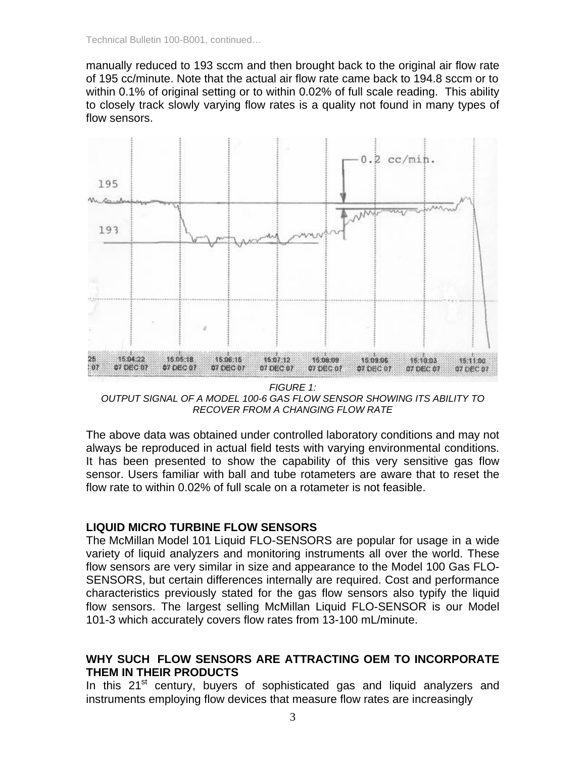manually reduced to 193 sccm and then brought back to the original air flow rate of 195 cc/minute. Note that the actual air flow rate came back to 194.8 sccm or to within 0.1% of original setting or to within 0.02% of full scale reading. This ability to closely track slowly varying flow rates is a quality not found in many types of flow sensors.

*FIGURE 1:*
*OUTPUT SIGNAL OF A MODEL 100-6 GAS FLOW SENSOR SHOWING ITS ABILITY TO RECOVER FROM A CHANGING FLOW RATE*

The above data was obtained under controlled laboratory conditions and may not always be reproduced in actual field tests with varying environmental conditions. It has been presented to show the capability of this very sensitive gas flow sensor. Users familiar with ball and tube rotameters are aware that to reset the flow rate to within 0.02% of full scale on a rotameter is not feasible.

### LIQUID MICRO TURBINE FLOW SENSORS

The McMillan Model 101 Liquid FLO-SENSORS are popular for usage in a wide variety of liquid analyzers and monitoring instruments all over the world. These flow sensors are very similar in size and appearance to the Model 100 Gas FLO-SENSORS, but certain differences internally are required. Cost and performance characteristics previously stated for the gas flow sensors also typify the liquid flow sensors. The largest selling McMillan Liquid FLO-SENSOR is our Model 101-3 which accurately covers flow rates from 13-100 mL/minute.

### WHY SUCH FLOW SENSORS ARE ATTRACTING OEM TO INCORPORATE THEM IN THEIR PRODUCTS

In this 21st century, buyers of sophisticated gas and liquid analyzers and instruments employing flow devices that measure flow rates are increasingly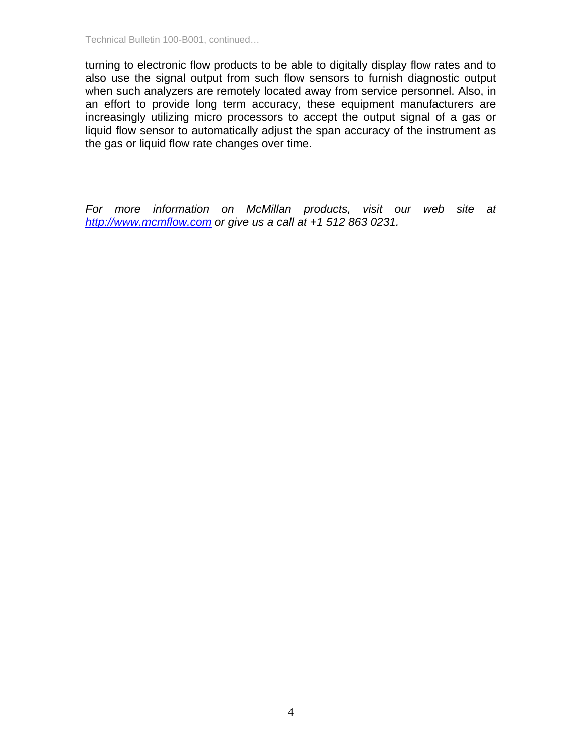turning to electronic flow products to be able to digitally display flow rates and to also use the signal output from such flow sensors to furnish diagnostic output when such analyzers are remotely located away from service personnel. Also, in an effort to provide long term accuracy, these equipment manufacturers are increasingly utilizing micro processors to accept the output signal of a gas or liquid flow sensor to automatically adjust the span accuracy of the instrument as the gas or liquid flow rate changes over time.

*For more information on McMillan products, visit our web site at [http://www.mcmflow.com](http://www.mcmflow.com) or give us a call at +1 512 863 0231.*